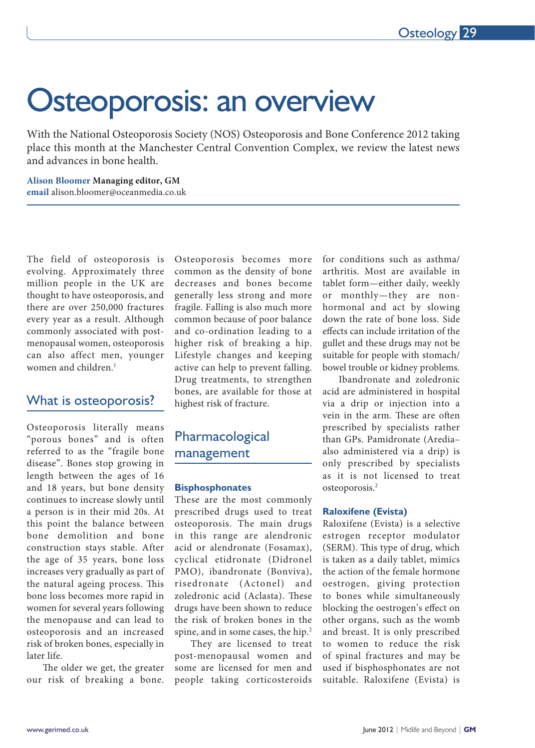# Osteoporosis: an overview

With the National Osteoporosis Society (NOS) Osteoporosis and Bone Conference 2012 taking place this month at the Manchester Central Convention Complex, we review the latest news and advances in bone health.

**Alison Bloomer Managing editor, GM**
**email** alison.bloomer@oceanmedia.co.uk

The field of osteoporosis is evolving. Approximately three million people in the UK are thought to have osteoporosis, and there are over 250,000 fractures every year as a result. Although commonly associated with post-menopausal women, osteoporosis can also affect men, younger women and children.[1]

## What is osteoporosis?

Osteoporosis literally means "porous bones" and is often referred to as the "fragile bone disease". Bones stop growing in length between the ages of 16 and 18 years, but bone density continues to increase slowly until a person is in their mid 20s. At this point the balance between bone demolition and bone construction stays stable. After the age of 35 years, bone loss increases very gradually as part of the natural ageing process. This bone loss becomes more rapid in women for several years following the menopause and can lead to osteoporosis and an increased risk of broken bones, especially in later life.

The older we get, the greater our risk of breaking a bone. Osteoporosis becomes more common as the density of bone decreases and bones become generally less strong and more fragile. Falling is also much more common because of poor balance and co-ordination leading to a higher risk of breaking a hip. Lifestyle changes and keeping active can help to prevent falling. Drug treatments, to strengthen bones, are available for those at highest risk of fracture.

## Pharmacological management

### Bisphosphonates

These are the most commonly prescribed drugs used to treat osteoporosis. The main drugs in this range are alendronic acid or alendronate (Fosamax), cyclical etidronate (Didronel PMO), ibandronate (Bonviva), risedronate (Actonel) and zoledronic acid (Aclasta). These drugs have been shown to reduce the risk of broken bones in the spine, and in some cases, the hip.[2]

They are licensed to treat post-menopausal women and some are licensed for men and people taking corticosteroids for conditions such as asthma/arthritis. Most are available in tablet form—either daily, weekly or monthly—they are non-hormonal and act by slowing down the rate of bone loss. Side effects can include irritation of the gullet and these drugs may not be suitable for people with stomach/bowel trouble or kidney problems.

Ibandronate and zoledronic acid are administered in hospital via a drip or injection into a vein in the arm. These are often prescribed by specialists rather than GPs. Pamidronate (Aredia–also administered via a drip) is only prescribed by specialists as it is not licensed to treat osteoporosis.[2]

### Raloxifene (Evista)

Raloxifene (Evista) is a selective estrogen receptor modulator (SERM). This type of drug, which is taken as a daily tablet, mimics the action of the female hormone oestrogen, giving protection to bones while simultaneously blocking the oestrogen's effect on other organs, such as the womb and breast. It is only prescribed to women to reduce the risk of spinal fractures and may be used if bisphosphonates are not suitable. Raloxifene (Evista) is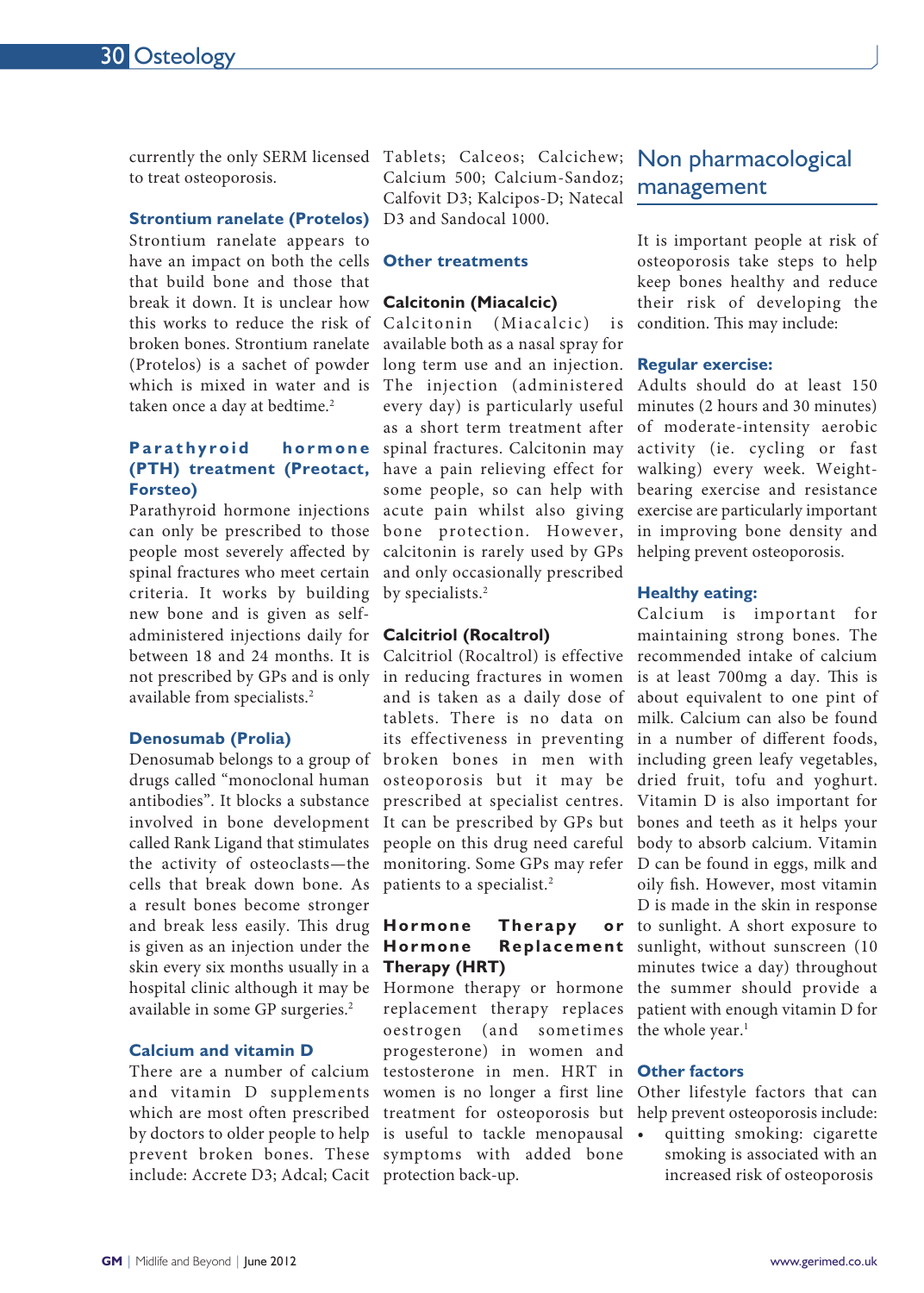currently the only SERM licensed to treat osteoporosis.

### Strontium ranelate (Protelos)

Strontium ranelate appears to have an impact on both the cells that build bone and those that break it down. It is unclear how this works to reduce the risk of broken bones. Strontium ranelate (Protelos) is a sachet of powder which is mixed in water and is taken once a day at bedtime.[2]

### Parathyroid hormone (PTH) treatment (Preotact, Forsteo)

Parathyroid hormone injections can only be prescribed to those people most severely affected by spinal fractures who meet certain criteria. It works by building new bone and is given as self-administered injections daily for between 18 and 24 months. It is not prescribed by GPs and is only available from specialists.[2]

### Denosumab (Prolia)

Denosumab belongs to a group of drugs called "monoclonal human antibodies". It blocks a substance involved in bone development called Rank Ligand that stimulates the activity of osteoclasts—the cells that break down bone. As a result bones become stronger and break less easily. This drug is given as an injection under the skin every six months usually in a hospital clinic although it may be available in some GP surgeries.[2]

### Calcium and vitamin D

There are a number of calcium and vitamin D supplements which are most often prescribed by doctors to older people to help prevent broken bones. These include: Accrete D3; Adcal; Cacit Tablets; Calceos; Calcichew; Calcium 500; Calcium-Sandoz; Calfovit D3; Kalcipos-D; Natecal D3 and Sandocal 1000.

## Other treatments

### Calcitonin (Miacalcic)

Calcitonin (Miacalcic) is available both as a nasal spray for long term use and an injection. The injection (administered every day) is particularly useful as a short term treatment after spinal fractures. Calcitonin may have a pain relieving effect for some people, so can help with acute pain whilst also giving bone protection. However, calcitonin is rarely used by GPs and only occasionally prescribed by specialists.[2]

### Calcitriol (Rocaltrol)

Calcitriol (Rocaltrol) is effective in reducing fractures in women and is taken as a daily dose of tablets. There is no data on its effectiveness in preventing broken bones in men with osteoporosis but it may be prescribed at specialist centres. It can be prescribed by GPs but people on this drug need careful monitoring. Some GPs may refer patients to a specialist.[2]

### Hormone Therapy or Hormone Replacement Therapy (HRT)

Hormone therapy or hormone replacement therapy replaces oestrogen (and sometimes progesterone) in women and testosterone in men. HRT in women is no longer a first line treatment for osteoporosis but is useful to tackle menopausal symptoms with added bone protection back-up.

## Non pharmacological management

It is important people at risk of osteoporosis take steps to help keep bones healthy and reduce their risk of developing the condition. This may include:

### Regular exercise:

Adults should do at least 150 minutes (2 hours and 30 minutes) of moderate-intensity aerobic activity (ie. cycling or fast walking) every week. Weight-bearing exercise and resistance exercise are particularly important in improving bone density and helping prevent osteoporosis.

### Healthy eating:

Calcium is important for maintaining strong bones. The recommended intake of calcium is at least 700mg a day. This is about equivalent to one pint of milk. Calcium can also be found in a number of different foods, including green leafy vegetables, dried fruit, tofu and yoghurt. Vitamin D is also important for bones and teeth as it helps your body to absorb calcium. Vitamin D can be found in eggs, milk and oily fish. However, most vitamin D is made in the skin in response to sunlight. A short exposure to sunlight, without sunscreen (10 minutes twice a day) throughout the summer should provide a patient with enough vitamin D for the whole year.[1]

### Other factors

Other lifestyle factors that can help prevent osteoporosis include:

- quitting smoking: cigarette smoking is associated with an increased risk of osteoporosis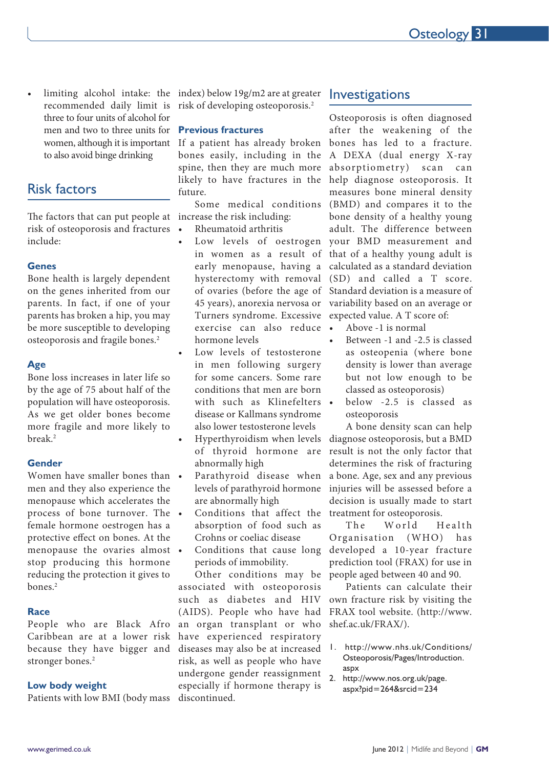- limiting alcohol intake: the recommended daily limit is three to four units of alcohol for men and two to three units for women, although it is important to also avoid binge drinking

## Risk factors

The factors that can put people at risk of osteoporosis and fractures include:

### Genes

Bone health is largely dependent on the genes inherited from our parents. In fact, if one of your parents has broken a hip, you may be more susceptible to developing osteoporosis and fragile bones.[2]

### Age

Bone loss increases in later life so by the age of 75 about half of the population will have osteoporosis. As we get older bones become more fragile and more likely to break.[2]

### Gender

Women have smaller bones than men and they also experience the menopause which accelerates the process of bone turnover. The female hormone oestrogen has a protective effect on bones. At the menopause the ovaries almost stop producing this hormone reducing the protection it gives to bones.[2]

### Race

People who are Black Afro Caribbean are at a lower risk because they have bigger and stronger bones.[2]

### Low body weight

Patients with low BMI (body mass index) below 19g/m2 are at greater risk of developing osteoporosis.[2]

### Previous fractures

If a patient has already broken bones easily, including in the spine, then they are much more likely to have fractures in the future.

Some medical conditions increase the risk including:

- Rheumatoid arthritis
- Low levels of oestrogen in women as a result of early menopause, having a hysterectomy with removal of ovaries (before the age of 45 years), anorexia nervosa or Turners syndrome. Excessive exercise can also reduce hormone levels
- Low levels of testosterone in men following surgery for some cancers. Some rare conditions that men are born with such as Klinefelters disease or Kallmans syndrome also lower testosterone levels
- Hyperthyroidism when levels of thyroid hormone are abnormally high
- Parathyroid disease when levels of parathyroid hormone are abnormally high
- Conditions that affect the absorption of food such as Crohns or coeliac disease
- Conditions that cause long periods of immobility.

Other conditions may be associated with osteoporosis such as diabetes and HIV (AIDS). People who have had an organ transplant or who have experienced respiratory diseases may also be at increased risk, as well as people who have undergone gender reassignment especially if hormone therapy is discontinued.

## Investigations

Osteoporosis is often diagnosed after the weakening of the bones has led to a fracture. A DEXA (dual energy X-ray absorptiometry) scan can help diagnose osteoporosis. It measures bone mineral density (BMD) and compares it to the bone density of a healthy young adult. The difference between your BMD measurement and that of a healthy young adult is calculated as a standard deviation (SD) and called a T score. Standard deviation is a measure of variability based on an average or expected value. A T score of:

- Above -1 is normal
- Between -1 and -2.5 is classed as osteopenia (where bone density is lower than average but not low enough to be classed as osteoporosis)
- below -2.5 is classed as osteoporosis

A bone density scan can help diagnose osteoporosis, but a BMD result is not the only factor that determines the risk of fracturing a bone. Age, sex and any previous injuries will be assessed before a decision is usually made to start treatment for osteoporosis.

The World Health Organisation (WHO) has developed a 10-year fracture prediction tool (FRAX) for use in people aged between 40 and 90.

Patients can calculate their own fracture risk by visiting the FRAX tool website. (http://www.shef.ac.uk/FRAX/).

1. http://www.nhs.uk/Conditions/Osteoporosis/Pages/Introduction.aspx
2. http://www.nos.org.uk/page.aspx?pid=264&srcid=234